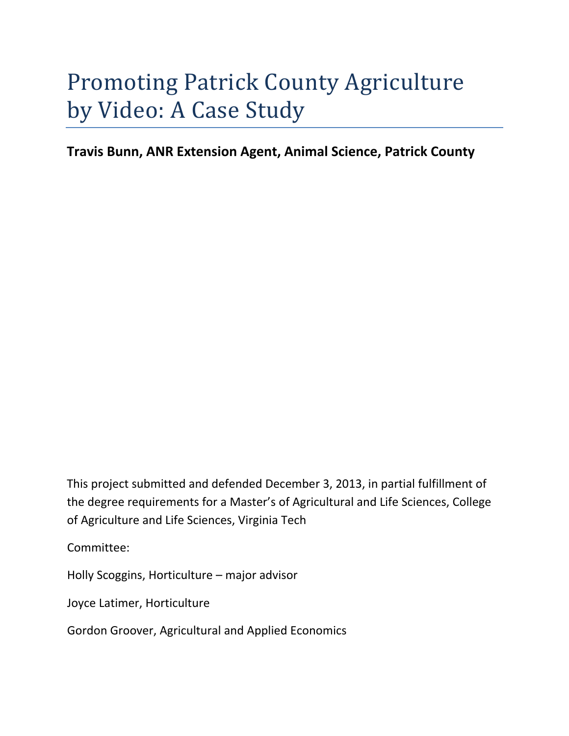# Promoting Patrick County Agriculture by Video: A Case Study

**Travis Bunn, ANR Extension Agent, Animal Science, Patrick County**

This project submitted and defended December 3, 2013, in partial fulfillment of the degree requirements for a Master's of Agricultural and Life Sciences, College of Agriculture and Life Sciences, Virginia Tech

Committee:

Holly Scoggins, Horticulture – major advisor

Joyce Latimer, Horticulture

Gordon Groover, Agricultural and Applied Economics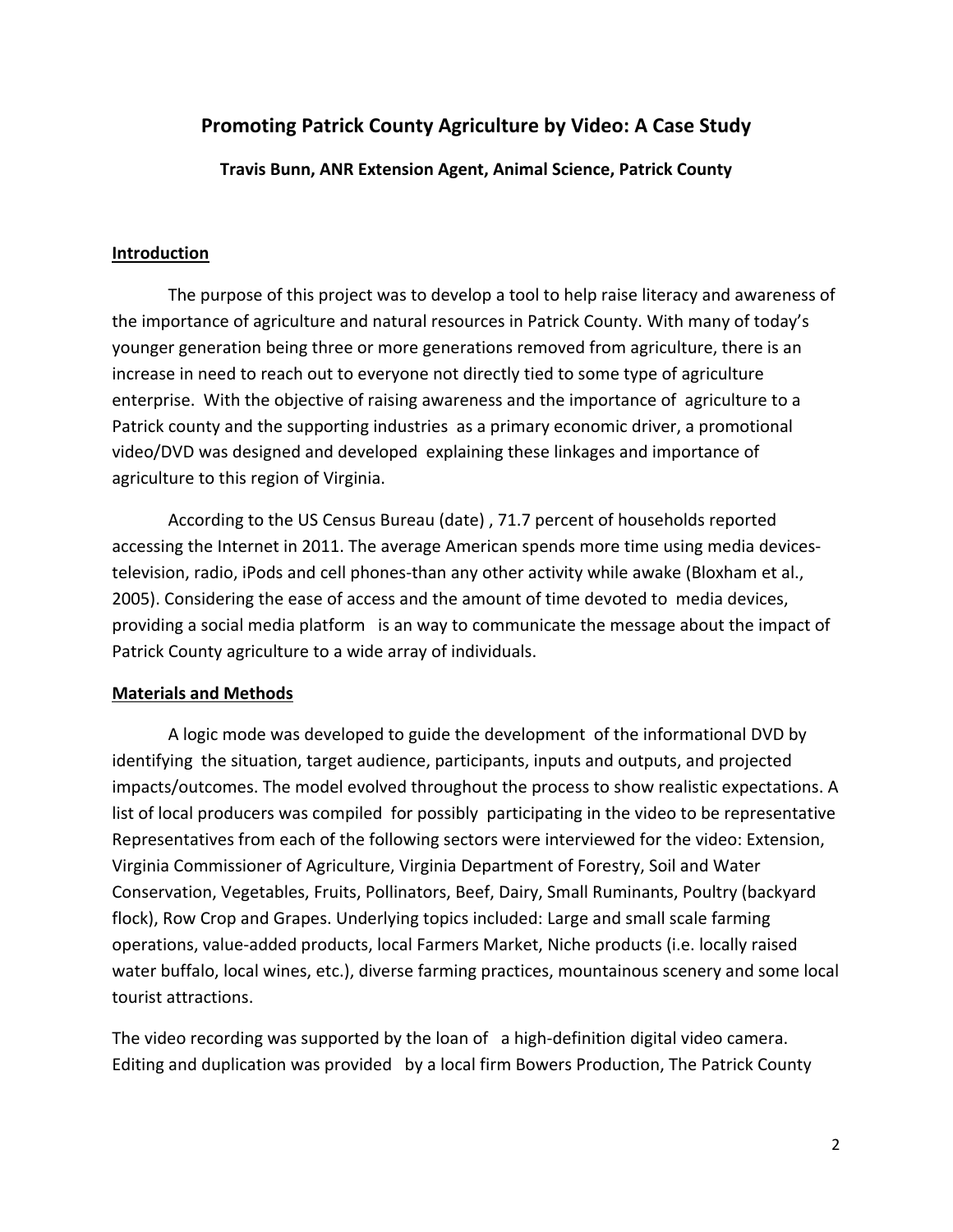# Promoting Patrick County Agriculture by Video: A Case Study

**Travis Bunn, ANR Extension Agent, Animal Science, Patrick County**

## Introduction

The purpose of this project was to develop a tool to help raise literacy and awareness of the importance of agriculture and natural resources in Patrick County. With many of today's younger generation being three or more generations removed from agriculture, there is an increase in need to reach out to everyone not directly tied to some type of agriculture enterprise. With the objective of raising awareness and the importance of agriculture to a Patrick county and the supporting industries as a primary economic driver, a promotional video/DVD was designed and developed explaining these linkages and importance of agriculture to this region of Virginia.

According to the US Census Bureau (date) , 71.7 percent of households reported accessing the Internet in 2011. The average American spends more time using media devices-television, radio, iPods and cell phones-than any other activity while awake (Bloxham et al., 2005). Considering the ease of access and the amount of time devoted to media devices, providing a social media platform is an way to communicate the message about the impact of Patrick County agriculture to a wide array of individuals.

## Materials and Methods

A logic mode was developed to guide the development of the informational DVD by identifying the situation, target audience, participants, inputs and outputs, and projected impacts/outcomes. The model evolved throughout the process to show realistic expectations. A list of local producers was compiled for possibly participating in the video to be representative Representatives from each of the following sectors were interviewed for the video: Extension, Virginia Commissioner of Agriculture, Virginia Department of Forestry, Soil and Water Conservation, Vegetables, Fruits, Pollinators, Beef, Dairy, Small Ruminants, Poultry (backyard flock), Row Crop and Grapes. Underlying topics included: Large and small scale farming operations, value-added products, local Farmers Market, Niche products (i.e. locally raised water buffalo, local wines, etc.), diverse farming practices, mountainous scenery and some local tourist attractions.

The video recording was supported by the loan of a high-definition digital video camera. Editing and duplication was provided by a local firm Bowers Production, The Patrick County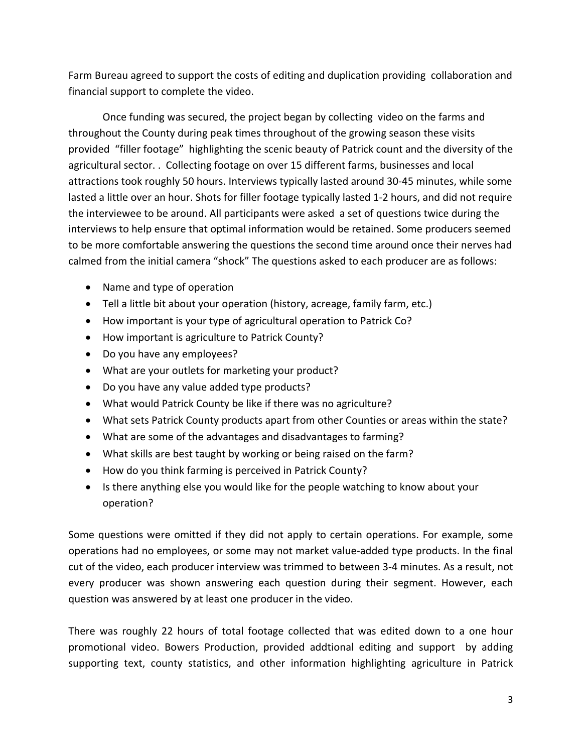Farm Bureau agreed to support the costs of editing and duplication providing collaboration and financial support to complete the video.

Once funding was secured, the project began by collecting video on the farms and throughout the County during peak times throughout of the growing season these visits provided "filler footage" highlighting the scenic beauty of Patrick count and the diversity of the agricultural sector. . Collecting footage on over 15 different farms, businesses and local attractions took roughly 50 hours. Interviews typically lasted around 30-45 minutes, while some lasted a little over an hour. Shots for filler footage typically lasted 1-2 hours, and did not require the interviewee to be around. All participants were asked a set of questions twice during the interviews to help ensure that optimal information would be retained. Some producers seemed to be more comfortable answering the questions the second time around once their nerves had calmed from the initial camera "shock" The questions asked to each producer are as follows:

- Name and type of operation
- Tell a little bit about your operation (history, acreage, family farm, etc.)
- How important is your type of agricultural operation to Patrick Co?
- How important is agriculture to Patrick County?
- Do you have any employees?
- What are your outlets for marketing your product?
- Do you have any value added type products?
- What would Patrick County be like if there was no agriculture?
- What sets Patrick County products apart from other Counties or areas within the state?
- What are some of the advantages and disadvantages to farming?
- What skills are best taught by working or being raised on the farm?
- How do you think farming is perceived in Patrick County?
- Is there anything else you would like for the people watching to know about your operation?

Some questions were omitted if they did not apply to certain operations. For example, some operations had no employees, or some may not market value-added type products. In the final cut of the video, each producer interview was trimmed to between 3-4 minutes. As a result, not every producer was shown answering each question during their segment. However, each question was answered by at least one producer in the video.

There was roughly 22 hours of total footage collected that was edited down to a one hour promotional video. Bowers Production, provided addtional editing and support by adding supporting text, county statistics, and other information highlighting agriculture in Patrick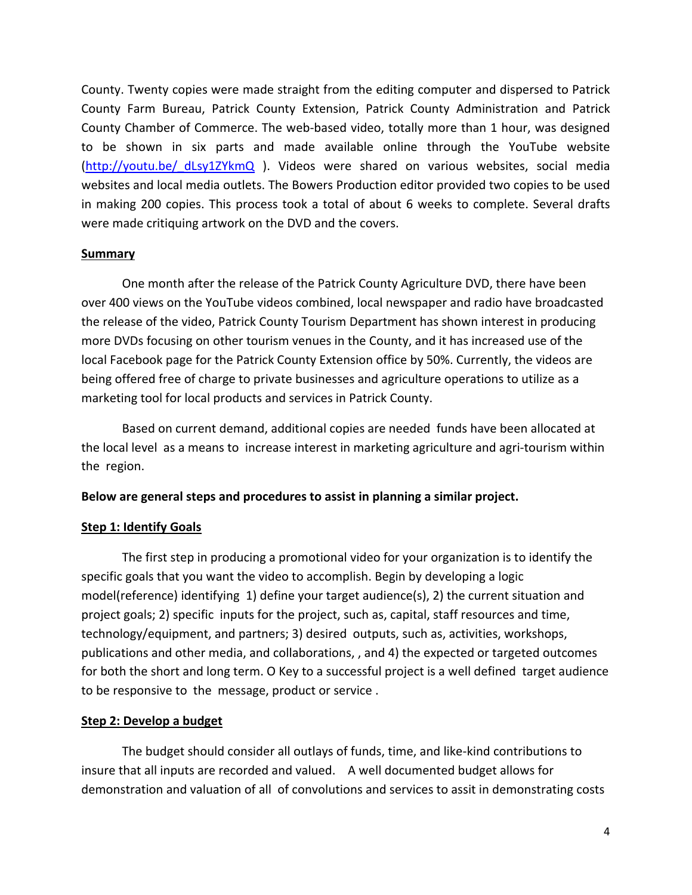County. Twenty copies were made straight from the editing computer and dispersed to Patrick County Farm Bureau, Patrick County Extension, Patrick County Administration and Patrick County Chamber of Commerce. The web-based video, totally more than 1 hour, was designed to be shown in six parts and made available online through the YouTube website (http://youtu.be/_dLsy1ZYkmQ ). Videos were shared on various websites, social media websites and local media outlets. The Bowers Production editor provided two copies to be used in making 200 copies. This process took a total of about 6 weeks to complete. Several drafts were made critiquing artwork on the DVD and the covers.

## Summary

One month after the release of the Patrick County Agriculture DVD, there have been over 400 views on the YouTube videos combined, local newspaper and radio have broadcasted the release of the video, Patrick County Tourism Department has shown interest in producing more DVDs focusing on other tourism venues in the County, and it has increased use of the local Facebook page for the Patrick County Extension office by 50%. Currently, the videos are being offered free of charge to private businesses and agriculture operations to utilize as a marketing tool for local products and services in Patrick County.

Based on current demand, additional copies are needed funds have been allocated at the local level as a means to increase interest in marketing agriculture and agri-tourism within the region.

**Below are general steps and procedures to assist in planning a similar project.**

## Step 1: Identify Goals

The first step in producing a promotional video for your organization is to identify the specific goals that you want the video to accomplish. Begin by developing a logic model(reference) identifying 1) define your target audience(s), 2) the current situation and project goals; 2) specific inputs for the project, such as, capital, staff resources and time, technology/equipment, and partners; 3) desired outputs, such as, activities, workshops, publications and other media, and collaborations, , and 4) the expected or targeted outcomes for both the short and long term. O Key to a successful project is a well defined target audience to be responsive to the message, product or service .

## Step 2: Develop a budget

The budget should consider all outlays of funds, time, and like-kind contributions to insure that all inputs are recorded and valued. A well documented budget allows for demonstration and valuation of all of convolutions and services to assit in demonstrating costs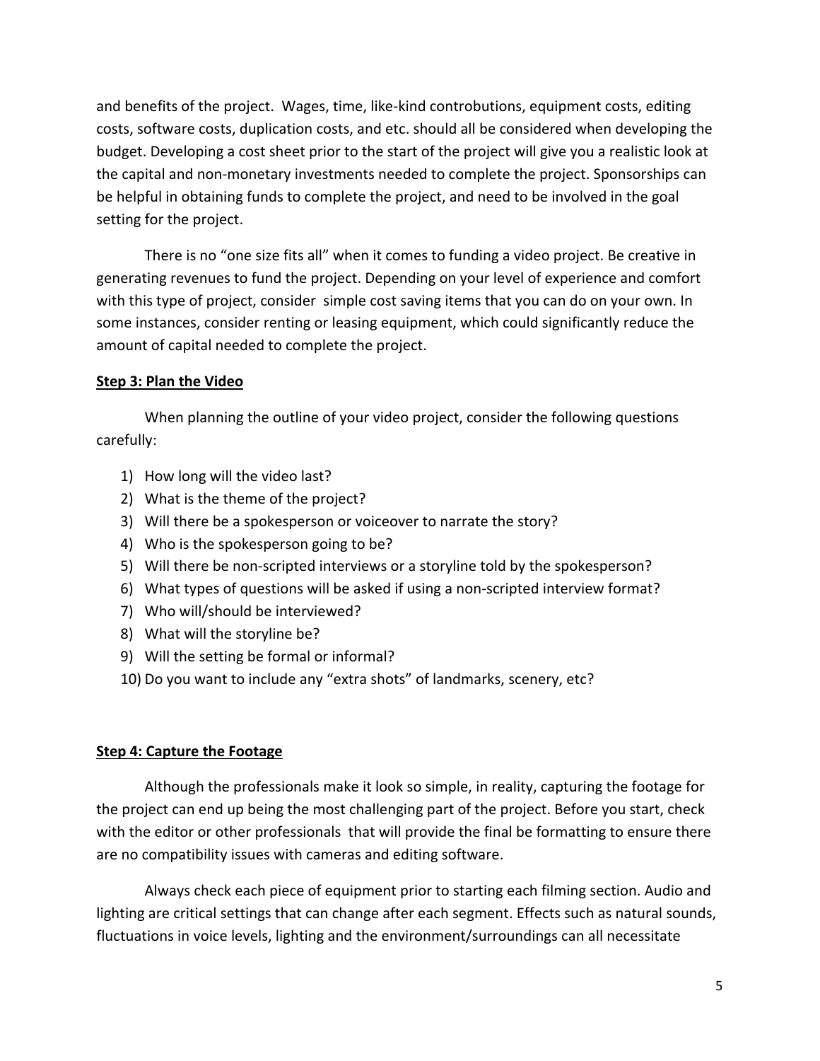and benefits of the project. Wages, time, like-kind controbutions, equipment costs, editing costs, software costs, duplication costs, and etc. should all be considered when developing the budget. Developing a cost sheet prior to the start of the project will give you a realistic look at the capital and non-monetary investments needed to complete the project. Sponsorships can be helpful in obtaining funds to complete the project, and need to be involved in the goal setting for the project.

There is no "one size fits all" when it comes to funding a video project. Be creative in generating revenues to fund the project. Depending on your level of experience and comfort with this type of project, consider simple cost saving items that you can do on your own. In some instances, consider renting or leasing equipment, which could significantly reduce the amount of capital needed to complete the project.

**Step 3: Plan the Video**

When planning the outline of your video project, consider the following questions carefully:

1) How long will the video last?
2) What is the theme of the project?
3) Will there be a spokesperson or voiceover to narrate the story?
4) Who is the spokesperson going to be?
5) Will there be non-scripted interviews or a storyline told by the spokesperson?
6) What types of questions will be asked if using a non-scripted interview format?
7) Who will/should be interviewed?
8) What will the storyline be?
9) Will the setting be formal or informal?
10) Do you want to include any "extra shots" of landmarks, scenery, etc?

**Step 4: Capture the Footage**

Although the professionals make it look so simple, in reality, capturing the footage for the project can end up being the most challenging part of the project. Before you start, check with the editor or other professionals that will provide the final be formatting to ensure there are no compatibility issues with cameras and editing software.

Always check each piece of equipment prior to starting each filming section. Audio and lighting are critical settings that can change after each segment. Effects such as natural sounds, fluctuations in voice levels, lighting and the environment/surroundings can all necessitate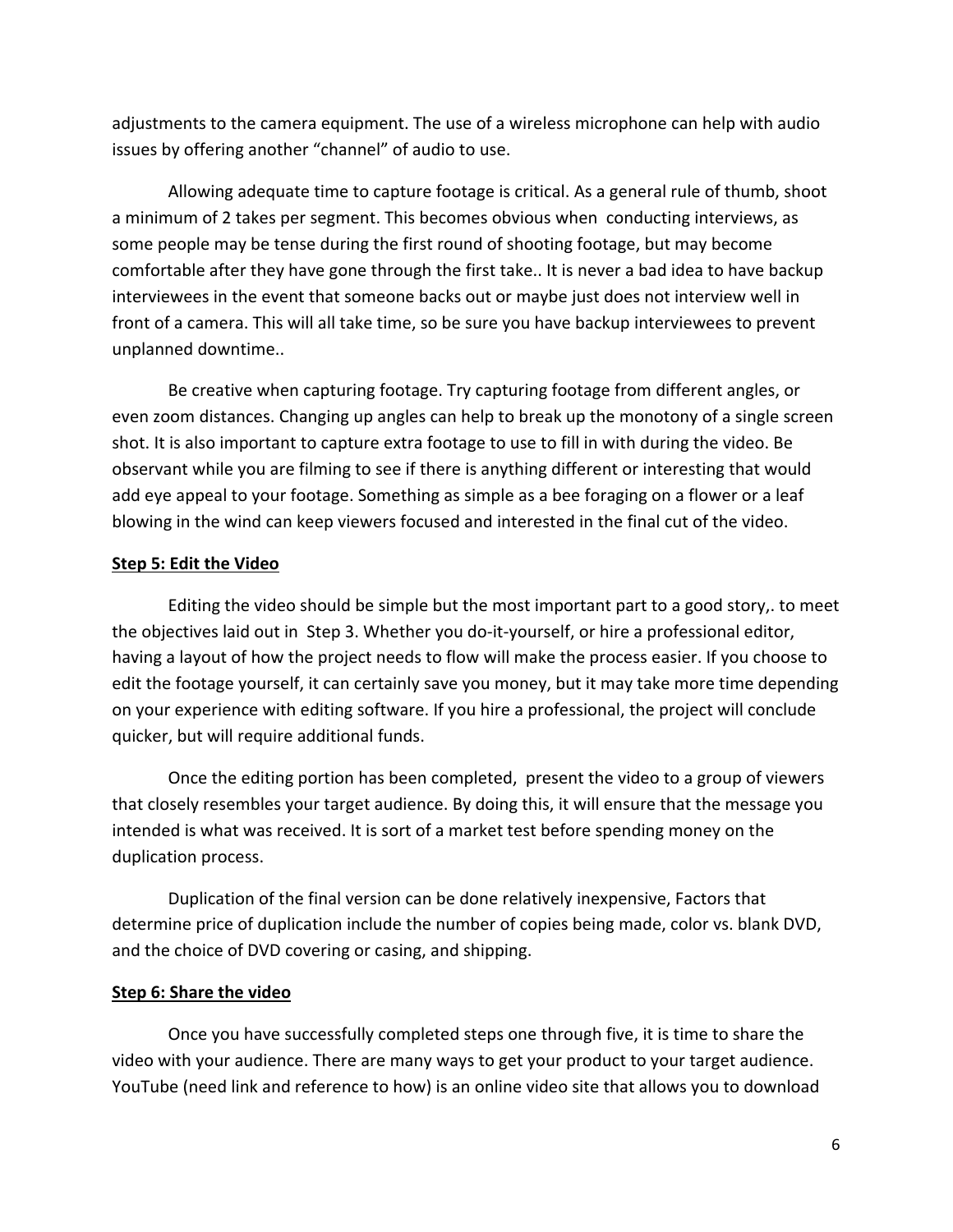adjustments to the camera equipment. The use of a wireless microphone can help with audio issues by offering another “channel” of audio to use.

Allowing adequate time to capture footage is critical. As a general rule of thumb, shoot a minimum of 2 takes per segment. This becomes obvious when conducting interviews, as some people may be tense during the first round of shooting footage, but may become comfortable after they have gone through the first take.. It is never a bad idea to have backup interviewees in the event that someone backs out or maybe just does not interview well in front of a camera. This will all take time, so be sure you have backup interviewees to prevent unplanned downtime..

Be creative when capturing footage. Try capturing footage from different angles, or even zoom distances. Changing up angles can help to break up the monotony of a single screen shot. It is also important to capture extra footage to use to fill in with during the video. Be observant while you are filming to see if there is anything different or interesting that would add eye appeal to your footage. Something as simple as a bee foraging on a flower or a leaf blowing in the wind can keep viewers focused and interested in the final cut of the video.

**Step 5: Edit the Video**

Editing the video should be simple but the most important part to a good story,. to meet the objectives laid out in Step 3. Whether you do-it-yourself, or hire a professional editor, having a layout of how the project needs to flow will make the process easier. If you choose to edit the footage yourself, it can certainly save you money, but it may take more time depending on your experience with editing software. If you hire a professional, the project will conclude quicker, but will require additional funds.

Once the editing portion has been completed, present the video to a group of viewers that closely resembles your target audience. By doing this, it will ensure that the message you intended is what was received. It is sort of a market test before spending money on the duplication process.

Duplication of the final version can be done relatively inexpensive, Factors that determine price of duplication include the number of copies being made, color vs. blank DVD, and the choice of DVD covering or casing, and shipping.

**Step 6: Share the video**

Once you have successfully completed steps one through five, it is time to share the video with your audience. There are many ways to get your product to your target audience. YouTube (need link and reference to how) is an online video site that allows you to download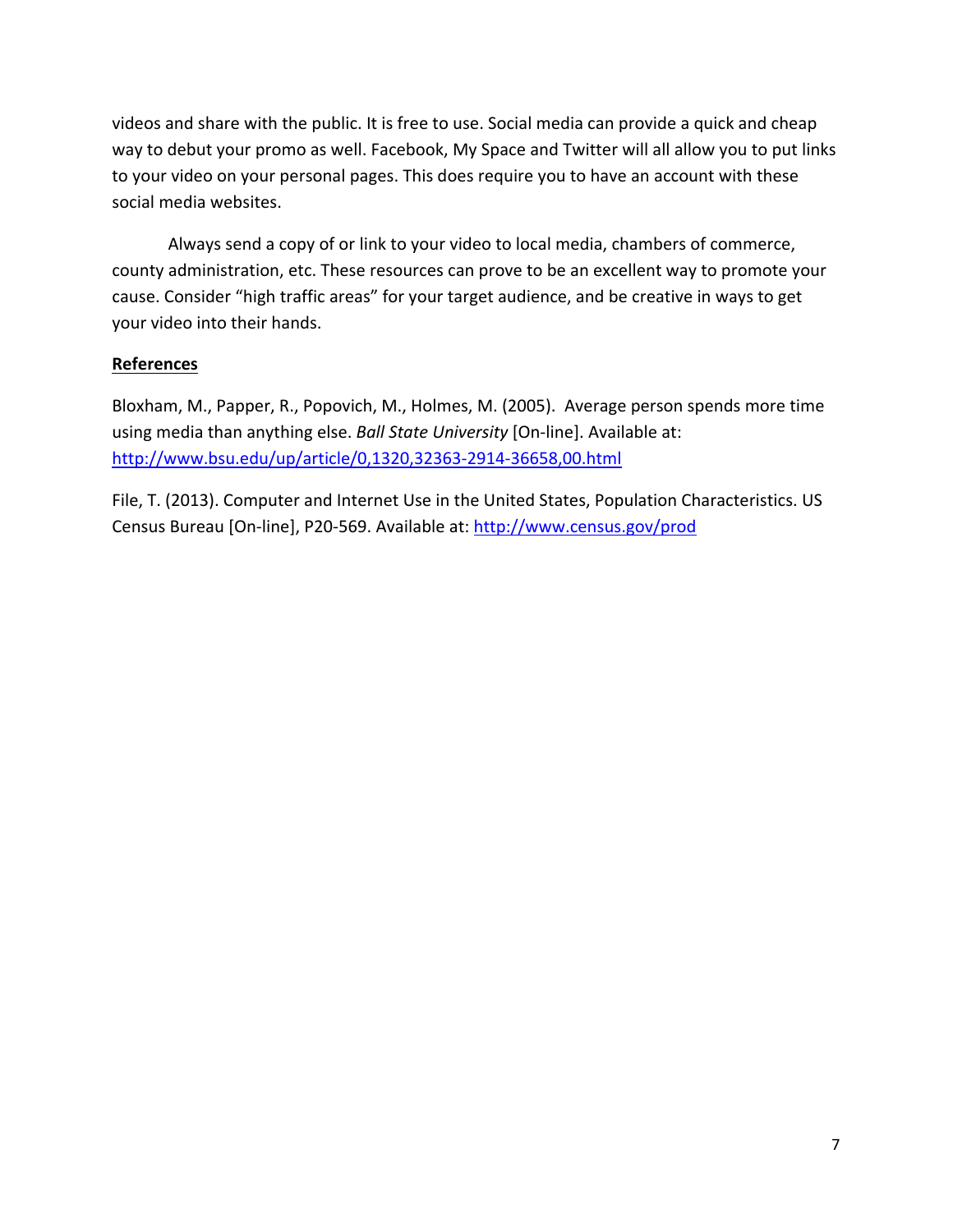videos and share with the public. It is free to use. Social media can provide a quick and cheap way to debut your promo as well. Facebook, My Space and Twitter will all allow you to put links to your video on your personal pages. This does require you to have an account with these social media websites.

Always send a copy of or link to your video to local media, chambers of commerce, county administration, etc. These resources can prove to be an excellent way to promote your cause. Consider "high traffic areas" for your target audience, and be creative in ways to get your video into their hands.

## References

Bloxham, M., Papper, R., Popovich, M., Holmes, M. (2005). Average person spends more time using media than anything else. *Ball State University* [On-line]. Available at: http://www.bsu.edu/up/article/0,1320,32363-2914-36658,00.html

File, T. (2013). Computer and Internet Use in the United States, Population Characteristics. US Census Bureau [On-line], P20-569. Available at: http://www.census.gov/prod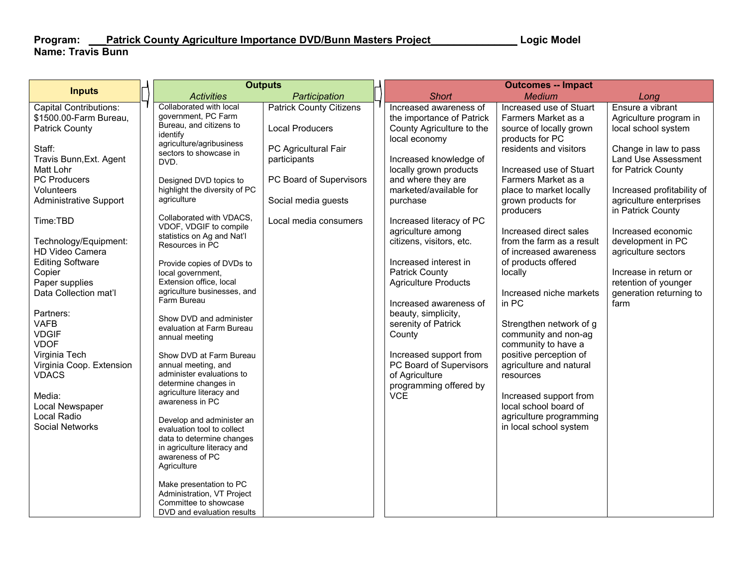**Program: \_\_\_Patrick County Agriculture Importance DVD/Bunn Masters Project\_\_\_\_\_\_\_\_\_\_\_\_\_\_\_ Logic Model**
**Name: Travis Bunn**

| Inputs | Outputs | | Outcomes -- Impact | | |
|---|---|---|---|---|---|
| | *Activities* | *Participation* | *Short* | *Medium* | *Long* |
| Capital Contributions: $1500.00-Farm Bureau, Patrick County<br><br>Staff:<br>Travis Bunn,Ext. Agent<br>Matt Lohr<br>PC Producers<br>Volunteers<br>Administrative Support<br><br>Time:TBD<br><br>Technology/Equipment:<br>HD Video Camera<br>Editing Software<br>Copier<br>Paper supplies<br>Data Collection mat'l<br><br>Partners:<br>VAFB<br>VDGIF<br>VDOF<br>Virginia Tech<br>Virginia Coop. Extension<br>VDACS<br><br>Media:<br>Local Newspaper<br>Local Radio<br>Social Networks | Collaborated with local government, PC Farm Bureau, and citizens to identify agriculture/agribusiness sectors to showcase in DVD.<br><br>Designed DVD topics to highlight the diversity of PC agriculture<br><br>Collaborated with VDACS, VDOF, VDGIF to compile statistics on Ag and Nat'l Resources in PC<br><br>Provide copies of DVDs to local government, Extension office, local agriculture businesses, and Farm Bureau<br><br>Show DVD and administer evaluation at Farm Bureau annual meeting<br><br>Show DVD at Farm Bureau annual meeting, and administer evaluations to determine changes in agriculture literacy and awareness in PC<br><br>Develop and administer an evaluation tool to collect data to determine changes in agriculture literacy and awareness of PC Agriculture<br><br>Make presentation to PC Administration, VT Project Committee to showcase DVD and evaluation results | Patrick County Citizens<br><br>Local Producers<br><br>PC Agricultural Fair participants<br><br>PC Board of Supervisors<br><br>Social media guests<br><br>Local media consumers | Increased awareness of the importance of Patrick County Agriculture to the local economy<br><br>Increased knowledge of locally grown products and where they are marketed/available for purchase<br><br>Increased literacy of PC agriculture among citizens, visitors, etc.<br><br>Increased interest in Patrick County Agriculture Products<br><br>Increased awareness of beauty, simplicity, serenity of Patrick County<br><br>Increased support from PC Board of Supervisors of Agriculture programming offered by VCE | Increased use of Stuart Farmers Market as a source of locally grown products for PC residents and visitors<br><br>Increased use of Stuart Farmers Market as a place to market locally grown products for producers<br><br>Increased direct sales from the farm as a result of increased awareness of products offered locally<br><br>Increased niche markets in PC<br><br>Strengthen network of g community and non-ag community to have a positive perception of agriculture and natural resources<br><br>Increased support from local school board of agriculture programming in local school system | Ensure a vibrant Agriculture program in local school system<br><br>Change in law to pass Land Use Assessment for Patrick County<br><br>Increased profitability of agriculture enterprises in Patrick County<br><br>Increased economic development in PC agriculture sectors<br><br>Increase in return or retention of younger generation returning to farm |